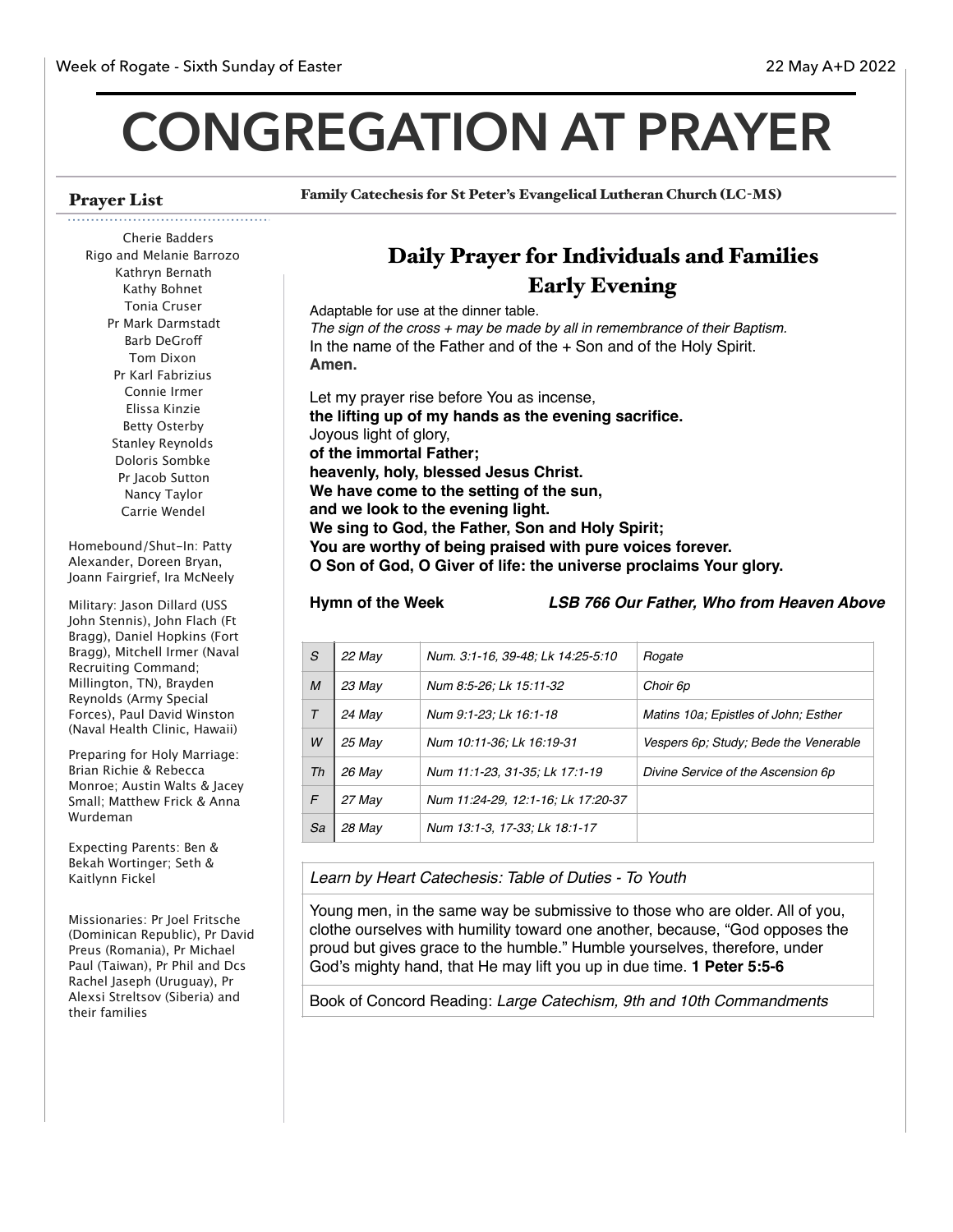Week of Rogate - Sixth Sunday of Easter

22 May A+D 2022

# CONGREGATION AT PRAYER

Family Catechesis for St Peter's Evangelical Lutheran Church (LC-MS)

## Daily Prayer for Individuals and Families
## Early Evening

Adaptable for use at the dinner table.

*The sign of the cross + may be made by all in remembrance of their Baptism.*

In the name of the Father and of the + Son and of the Holy Spirit.
**Amen.**

Let my prayer rise before You as incense,
**the lifting up of my hands as the evening sacrifice.**
Joyous light of glory,
**of the immortal Father;**
**heavenly, holy, blessed Jesus Christ.**
**We have come to the setting of the sun,**
**and we look to the evening light.**
**We sing to God, the Father, Son and Holy Spirit;**
**You are worthy of being praised with pure voices forever.**
**O Son of God, O Giver of life: the universe proclaims Your glory.**

**Hymn of the Week** ***LSB 766 Our Father, Who from Heaven Above***

| | | | |
|---|---|---|---|
| *S* | *22 May* | *Num. 3:1-16, 39-48; Lk 14:25-5:10* | *Rogate* |
| *M* | *23 May* | *Num 8:5-26; Lk 15:11-32* | *Choir 6p* |
| *T* | *24 May* | *Num 9:1-23; Lk 16:1-18* | *Matins 10a; Epistles of John; Esther* |
| *W* | *25 May* | *Num 10:11-36; Lk 16:19-31* | *Vespers 6p; Study; Bede the Venerable* |
| *Th* | *26 May* | *Num 11:1-23, 31-35; Lk 17:1-19* | *Divine Service of the Ascension 6p* |
| *F* | *27 May* | *Num 11:24-29, 12:1-16; Lk 17:20-37* | |
| *Sa* | *28 May* | *Num 13:1-3, 17-33; Lk 18:1-17* | |

*Learn by Heart Catechesis: Table of Duties - To Youth*

Young men, in the same way be submissive to those who are older. All of you, clothe ourselves with humility toward one another, because, "God opposes the proud but gives grace to the humble." Humble yourselves, therefore, under God's mighty hand, that He may lift you up in due time. **1 Peter 5:5-6**

Book of Concord Reading: *Large Catechism, 9th and 10th Commandments*

## Prayer List

Cherie Badders
Rigo and Melanie Barrozo
Kathryn Bernath
Kathy Bohnet
Tonia Cruser
Pr Mark Darmstadt
Barb DeGroff
Tom Dixon
Pr Karl Fabrizius
Connie Irmer
Elissa Kinzie
Betty Osterby
Stanley Reynolds
Doloris Sombke
Pr Jacob Sutton
Nancy Taylor
Carrie Wendel

Homebound/Shut-In: Patty Alexander, Doreen Bryan, Joann Fairgrief, Ira McNeely

Military: Jason Dillard (USS John Stennis), John Flach (Ft Bragg), Daniel Hopkins (Fort Bragg), Mitchell Irmer (Naval Recruiting Command; Millington, TN), Brayden Reynolds (Army Special Forces), Paul David Winston (Naval Health Clinic, Hawaii)

Preparing for Holy Marriage: Brian Richie & Rebecca Monroe; Austin Walts & Jacey Small; Matthew Frick & Anna Wurdeman

Expecting Parents: Ben & Bekah Wortinger; Seth & Kaitlynn Fickel

Missionaries: Pr Joel Fritsche (Dominican Republic), Pr David Preus (Romania), Pr Michael Paul (Taiwan), Pr Phil and Dcs Rachel Jaseph (Uruguay), Pr Alexsi Streltsov (Siberia) and their families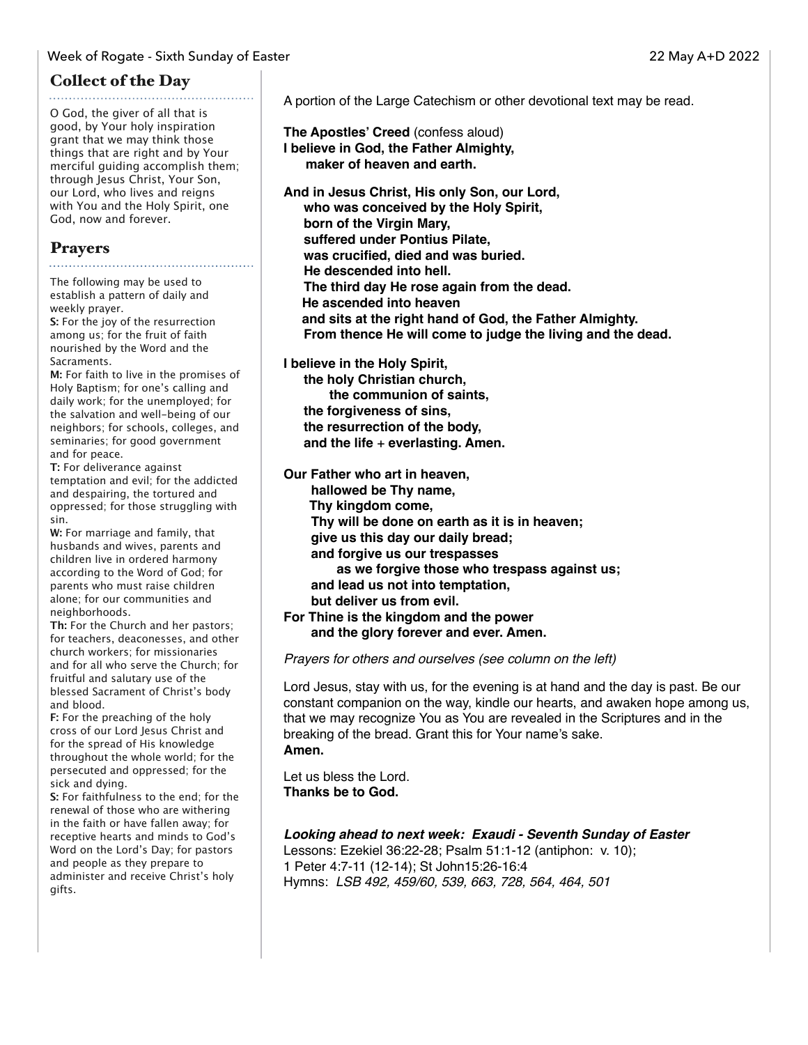## Collect of the Day

O God, the giver of all that is good, by Your holy inspiration grant that we may think those things that are right and by Your merciful guiding accomplish them; through Jesus Christ, Your Son, our Lord, who lives and reigns with You and the Holy Spirit, one God, now and forever.

## Prayers

The following may be used to establish a pattern of daily and weekly prayer.

**S:** For the joy of the resurrection among us; for the fruit of faith nourished by the Word and the Sacraments.

**M:** For faith to live in the promises of Holy Baptism; for one's calling and daily work; for the unemployed; for the salvation and well-being of our neighbors; for schools, colleges, and seminaries; for good government and for peace.

**T:** For deliverance against temptation and evil; for the addicted and despairing, the tortured and oppressed; for those struggling with sin.

**W:** For marriage and family, that husbands and wives, parents and children live in ordered harmony according to the Word of God; for parents who must raise children alone; for our communities and neighborhoods.

**Th:** For the Church and her pastors; for teachers, deaconesses, and other church workers; for missionaries and for all who serve the Church; for fruitful and salutary use of the blessed Sacrament of Christ's body and blood.

**F:** For the preaching of the holy cross of our Lord Jesus Christ and for the spread of His knowledge throughout the whole world; for the persecuted and oppressed; for the sick and dying.

**S:** For faithfulness to the end; for the renewal of those who are withering in the faith or have fallen away; for receptive hearts and minds to God's Word on the Lord's Day; for pastors and people as they prepare to administer and receive Christ's holy gifts.

A portion of the Large Catechism or other devotional text may be read.

**The Apostles' Creed** (confess aloud)
**I believe in God, the Father Almighty,**
**maker of heaven and earth.**

**And in Jesus Christ, His only Son, our Lord,**
**who was conceived by the Holy Spirit,**
**born of the Virgin Mary,**
**suffered under Pontius Pilate,**
**was crucified, died and was buried.**
**He descended into hell.**
**The third day He rose again from the dead.**
**He ascended into heaven**
**and sits at the right hand of God, the Father Almighty.**
**From thence He will come to judge the living and the dead.**

**I believe in the Holy Spirit,**
**the holy Christian church,**
**the communion of saints,**
**the forgiveness of sins,**
**the resurrection of the body,**
**and the life + everlasting. Amen.**

**Our Father who art in heaven,**
**hallowed be Thy name,**
**Thy kingdom come,**
**Thy will be done on earth as it is in heaven;**
**give us this day our daily bread;**
**and forgive us our trespasses**
**as we forgive those who trespass against us;**
**and lead us not into temptation,**
**but deliver us from evil.**
**For Thine is the kingdom and the power**
**and the glory forever and ever. Amen.**

*Prayers for others and ourselves (see column on the left)*

Lord Jesus, stay with us, for the evening is at hand and the day is past. Be our constant companion on the way, kindle our hearts, and awaken hope among us, that we may recognize You as You are revealed in the Scriptures and in the breaking of the bread. Grant this for Your name's sake.
**Amen.**

Let us bless the Lord.
**Thanks be to God.**

***Looking ahead to next week: Exaudi - Seventh Sunday of Easter***
Lessons: Ezekiel 36:22-28; Psalm 51:1-12 (antiphon: v. 10);
1 Peter 4:7-11 (12-14); St John15:26-16:4
Hymns: *LSB 492, 459/60, 539, 663, 728, 564, 464, 501*